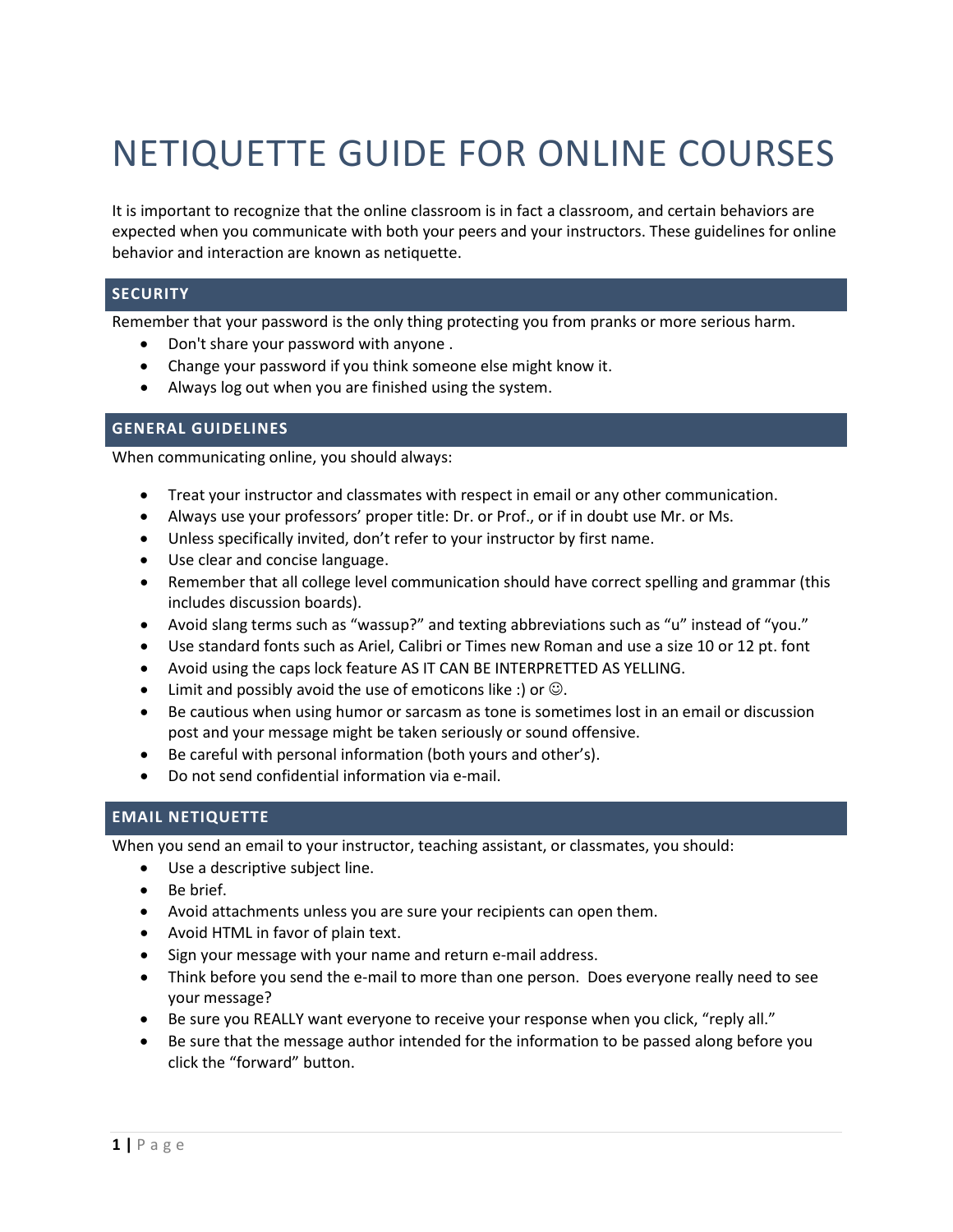# NETIQUETTE GUIDE FOR ONLINE COURSES

It is important to recognize that the online classroom is in fact a classroom, and certain behaviors are expected when you communicate with both your peers and your instructors. These guidelines for online behavior and interaction are known as netiquette.

## SECURITY

Remember that your password is the only thing protecting you from pranks or more serious harm.

- Don't share your password with anyone .
- Change your password if you think someone else might know it.
- Always log out when you are finished using the system.

## GENERAL GUIDELINES

When communicating online, you should always:

- Treat your instructor and classmates with respect in email or any other communication.
- Always use your professors' proper title: Dr. or Prof., or if in doubt use Mr. or Ms.
- Unless specifically invited, don't refer to your instructor by first name.
- Use clear and concise language.
- Remember that all college level communication should have correct spelling and grammar (this includes discussion boards).
- Avoid slang terms such as "wassup?" and texting abbreviations such as "u" instead of "you."
- Use standard fonts such as Ariel, Calibri or Times new Roman and use a size 10 or 12 pt. font
- Avoid using the caps lock feature AS IT CAN BE INTERPRETTED AS YELLING.
- Limit and possibly avoid the use of emoticons like :) or ☺.
- Be cautious when using humor or sarcasm as tone is sometimes lost in an email or discussion post and your message might be taken seriously or sound offensive.
- Be careful with personal information (both yours and other's).
- Do not send confidential information via e-mail.

## EMAIL NETIQUETTE

When you send an email to your instructor, teaching assistant, or classmates, you should:

- Use a descriptive subject line.
- Be brief.
- Avoid attachments unless you are sure your recipients can open them.
- Avoid HTML in favor of plain text.
- Sign your message with your name and return e-mail address.
- Think before you send the e-mail to more than one person. Does everyone really need to see your message?
- Be sure you REALLY want everyone to receive your response when you click, "reply all."
- Be sure that the message author intended for the information to be passed along before you click the "forward" button.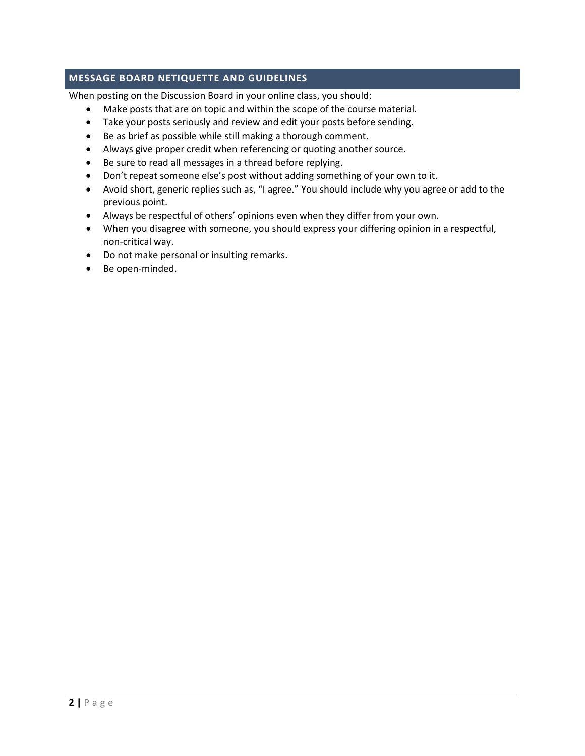## MESSAGE BOARD NETIQUETTE AND GUIDELINES

When posting on the Discussion Board in your online class, you should:

- Make posts that are on topic and within the scope of the course material.
- Take your posts seriously and review and edit your posts before sending.
- Be as brief as possible while still making a thorough comment.
- Always give proper credit when referencing or quoting another source.
- Be sure to read all messages in a thread before replying.
- Don't repeat someone else's post without adding something of your own to it.
- Avoid short, generic replies such as, "I agree." You should include why you agree or add to the previous point.
- Always be respectful of others' opinions even when they differ from your own.
- When you disagree with someone, you should express your differing opinion in a respectful, non-critical way.
- Do not make personal or insulting remarks.
- Be open-minded.